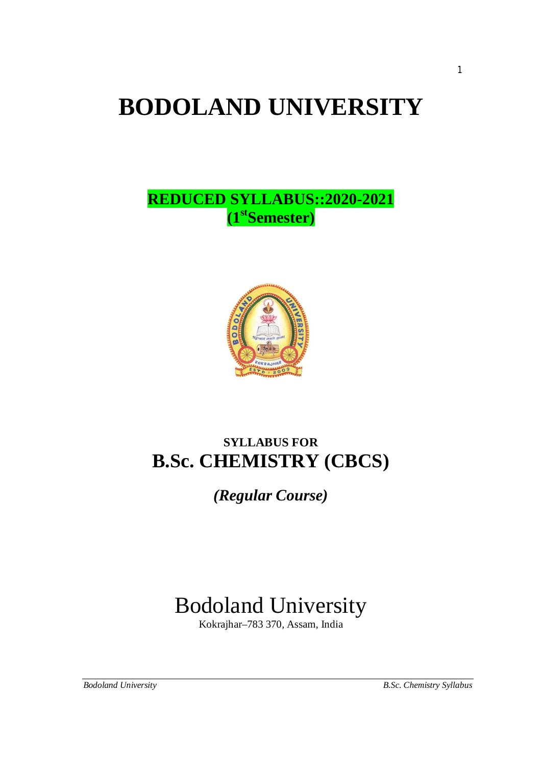# BODOLAND UNIVERSITY

**REDUCED SYLLABUS::2020-2021**
**(1st Semester)**

**SYLLABUS FOR**
## B.Sc. CHEMISTRY (CBCS)

***(Regular Course)***

Bodoland University
Kokrajhar–783 370, Assam, India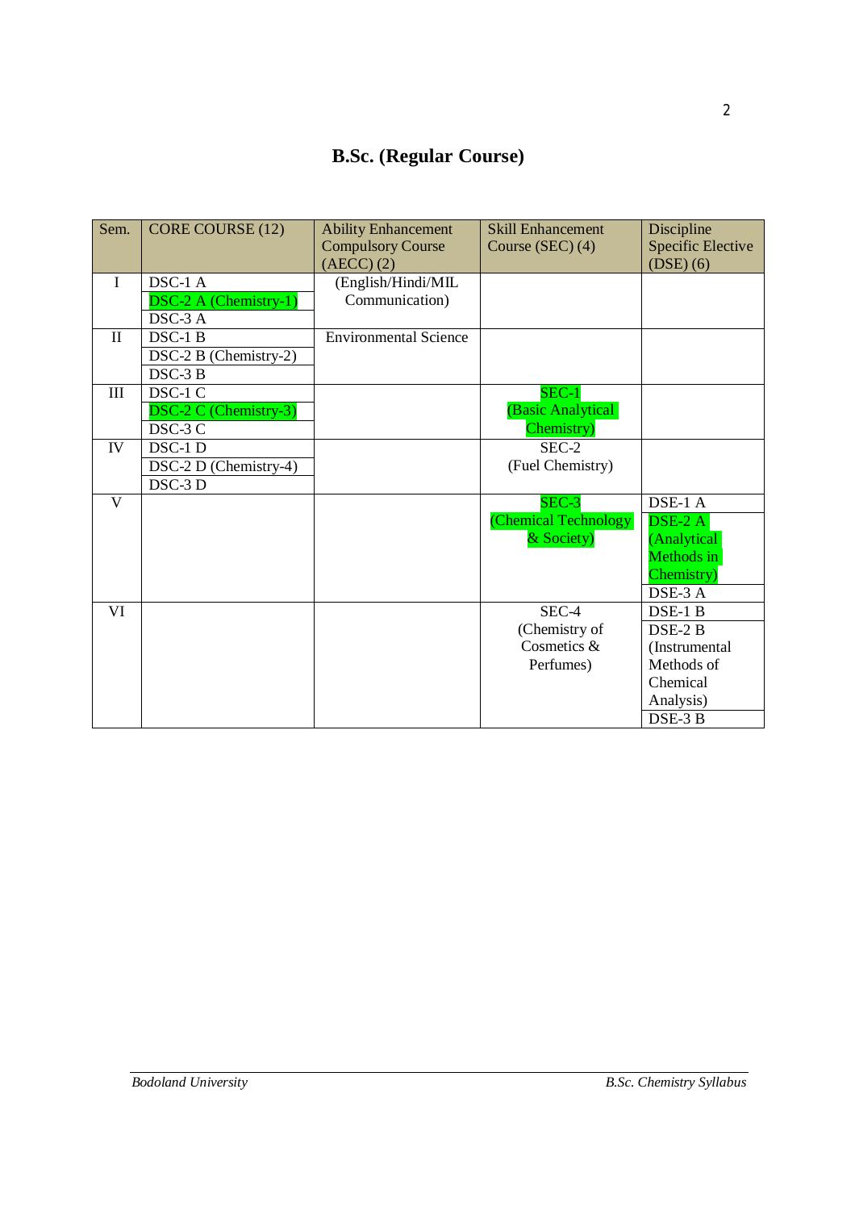# B.Sc. (Regular Course)

| Sem. | CORE COURSE (12) | Ability Enhancement Compulsory Course (AECC) (2) | Skill Enhancement Course (SEC) (4) | Discipline Specific Elective (DSE) (6) |
|---|---|---|---|---|
| I | DSC-1 A | (English/Hindi/MIL Communication) | | |
| | DSC-2 A (Chemistry-1) | | | |
| | DSC-3 A | | | |
| II | DSC-1 B | Environmental Science | | |
| | DSC-2 B (Chemistry-2) | | | |
| | DSC-3 B | | | |
| III | DSC-1 C | | SEC-1 (Basic Analytical Chemistry) | |
| | DSC-2 C (Chemistry-3) | | | |
| | DSC-3 C | | | |
| IV | DSC-1 D | | SEC-2 (Fuel Chemistry) | |
| | DSC-2 D (Chemistry-4) | | | |
| | DSC-3 D | | | |
| V | | | SEC-3 (Chemical Technology & Society) | DSE-1 A |
| | | | | DSE-2 A (Analytical Methods in Chemistry) |
| | | | | DSE-3 A |
| VI | | | SEC-4 (Chemistry of Cosmetics & Perfumes) | DSE-1 B |
| | | | | DSE-2 B (Instrumental Methods of Chemical Analysis) |
| | | | | DSE-3 B |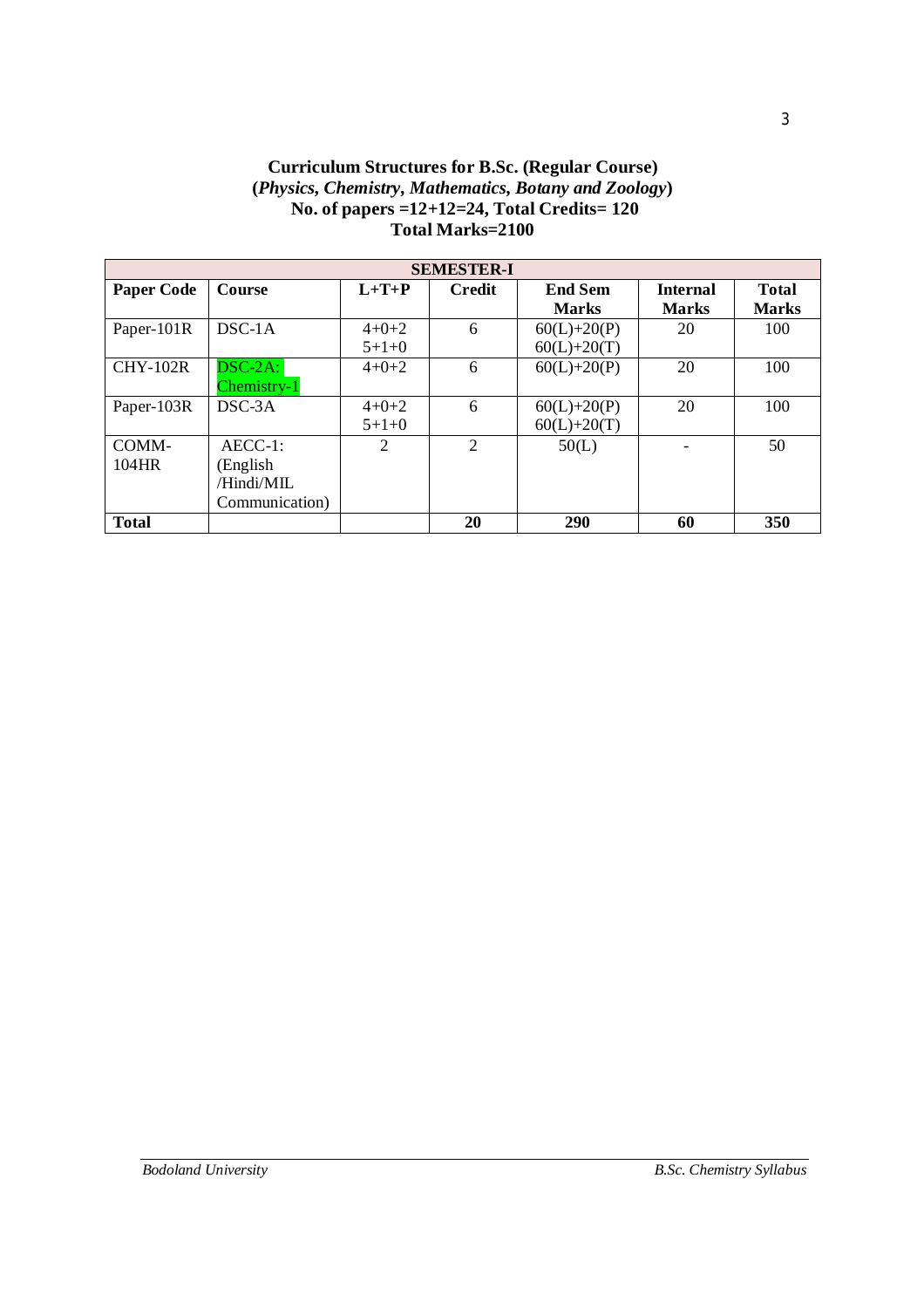**Curriculum Structures for B.Sc. (Regular Course)**
**(*Physics, Chemistry, Mathematics, Botany and Zoology*)**
**No. of papers =12+12=24, Total Credits= 120**
**Total Marks=2100**

| **SEMESTER-I** | | | | | | |
|---|---|---|---|---|---|---|
| **Paper Code** | **Course** | **L+T+P** | **Credit** | **End Sem Marks** | **Internal Marks** | **Total Marks** |
| Paper-101R | DSC-1A | 4+0+2<br>5+1+0 | 6 | 60(L)+20(P)<br>60(L)+20(T) | 20 | 100 |
| CHY-102R | DSC-2A: Chemistry-1 | 4+0+2 | 6 | 60(L)+20(P) | 20 | 100 |
| Paper-103R | DSC-3A | 4+0+2<br>5+1+0 | 6 | 60(L)+20(P)<br>60(L)+20(T) | 20 | 100 |
| COMM-104HR | AECC-1: (English /Hindi/MIL Communication) | 2 | 2 | 50(L) | - | 50 |
| **Total** | | | **20** | **290** | **60** | **350** |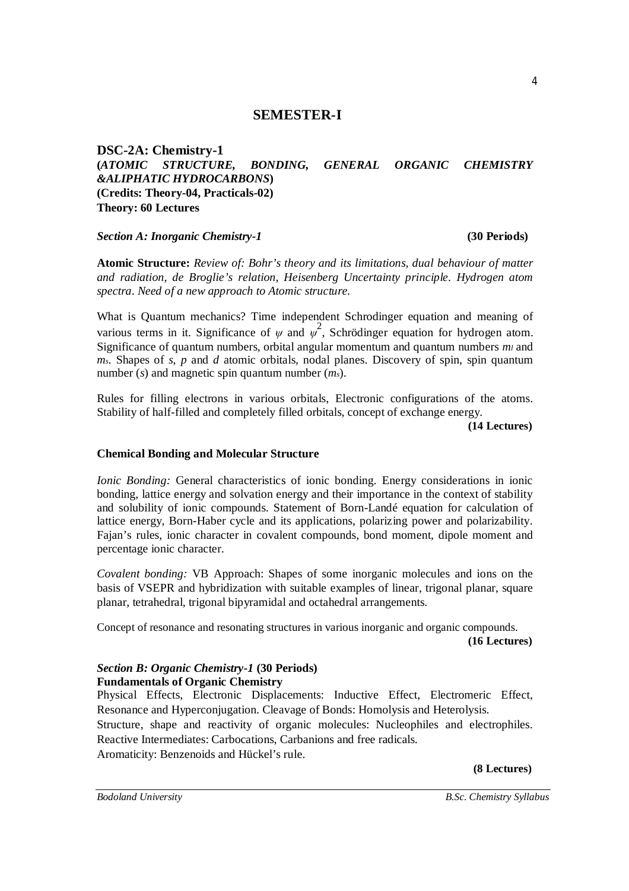## SEMESTER-I

### DSC-2A: Chemistry-1

**(*ATOMIC STRUCTURE, BONDING, GENERAL ORGANIC CHEMISTRY &ALIPHATIC HYDROCARBONS*)**
**(Credits: Theory-04, Practicals-02)**
**Theory: 60 Lectures**

***Section A: Inorganic Chemistry-1*** **(30 Periods)**

**Atomic Structure:** *Review of: Bohr's theory and its limitations, dual behaviour of matter and radiation, de Broglie's relation, Heisenberg Uncertainty principle. Hydrogen atom spectra. Need of a new approach to Atomic structure.*

What is Quantum mechanics? Time independent Schrodinger equation and meaning of various terms in it. Significance of $\psi$ and $\psi^2$, Schrödinger equation for hydrogen atom. Significance of quantum numbers, orbital angular momentum and quantum numbers $m_l$ and $m_s$. Shapes of *s*, *p* and *d* atomic orbitals, nodal planes. Discovery of spin, spin quantum number (*s*) and magnetic spin quantum number ($m_s$).

Rules for filling electrons in various orbitals, Electronic configurations of the atoms. Stability of half-filled and completely filled orbitals, concept of exchange energy.

**(14 Lectures)**

**Chemical Bonding and Molecular Structure**

*Ionic Bonding:* General characteristics of ionic bonding. Energy considerations in ionic bonding, lattice energy and solvation energy and their importance in the context of stability and solubility of ionic compounds. Statement of Born-Landé equation for calculation of lattice energy, Born-Haber cycle and its applications, polarizing power and polarizability. Fajan's rules, ionic character in covalent compounds, bond moment, dipole moment and percentage ionic character.

*Covalent bonding:* VB Approach: Shapes of some inorganic molecules and ions on the basis of VSEPR and hybridization with suitable examples of linear, trigonal planar, square planar, tetrahedral, trigonal bipyramidal and octahedral arrangements.

Concept of resonance and resonating structures in various inorganic and organic compounds.

**(16 Lectures)**

***Section B: Organic Chemistry-1*** **(30 Periods)**
**Fundamentals of Organic Chemistry**

Physical Effects, Electronic Displacements: Inductive Effect, Electromeric Effect, Resonance and Hyperconjugation. Cleavage of Bonds: Homolysis and Heterolysis.

Structure, shape and reactivity of organic molecules: Nucleophiles and electrophiles. Reactive Intermediates: Carbocations, Carbanions and free radicals.

Aromaticity: Benzenoids and Hückel's rule.

**(8 Lectures)**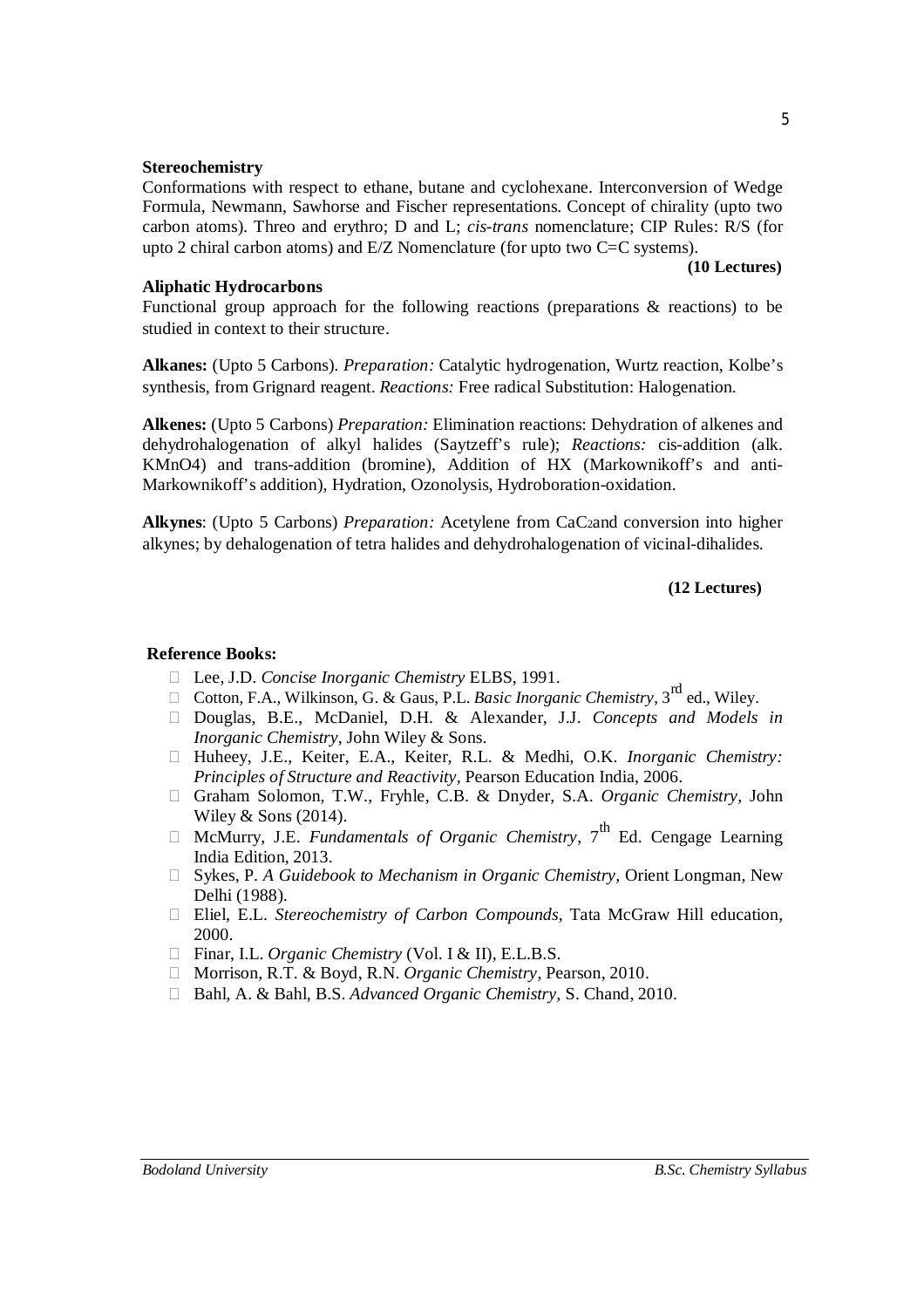**Stereochemistry**

Conformations with respect to ethane, butane and cyclohexane. Interconversion of Wedge Formula, Newmann, Sawhorse and Fischer representations. Concept of chirality (upto two carbon atoms). Threo and erythro; D and L; *cis-trans* nomenclature; CIP Rules: R/S (for upto 2 chiral carbon atoms) and E/Z Nomenclature (for upto two C=C systems).

**(10 Lectures)**

**Aliphatic Hydrocarbons**

Functional group approach for the following reactions (preparations & reactions) to be studied in context to their structure.

**Alkanes:** (Upto 5 Carbons). *Preparation:* Catalytic hydrogenation, Wurtz reaction, Kolbe's synthesis, from Grignard reagent. *Reactions:* Free radical Substitution: Halogenation.

**Alkenes:** (Upto 5 Carbons) *Preparation:* Elimination reactions: Dehydration of alkenes and dehydrohalogenation of alkyl halides (Saytzeff's rule); *Reactions:* cis-addition (alk. $KMnO_4$) and trans-addition (bromine), Addition of HX (Markownikoff's and anti-Markownikoff's addition), Hydration, Ozonolysis, Hydroboration-oxidation.

**Alkynes**: (Upto 5 Carbons) *Preparation:* Acetylene from $CaC_2$and conversion into higher alkynes; by dehalogenation of tetra halides and dehydrohalogenation of vicinal-dihalides.

**(12 Lectures)**

**Reference Books:**

- Lee, J.D. *Concise Inorganic Chemistry* ELBS, 1991.
- Cotton, F.A., Wilkinson, G. & Gaus, P.L. *Basic Inorganic Chemistry*, 3rd ed., Wiley.
- Douglas, B.E., McDaniel, D.H. & Alexander, J.J. *Concepts and Models in Inorganic Chemistry*, John Wiley & Sons.
- Huheey, J.E., Keiter, E.A., Keiter, R.L. & Medhi, O.K. *Inorganic Chemistry: Principles of Structure and Reactivity*, Pearson Education India, 2006.
- Graham Solomon, T.W., Fryhle, C.B. & Dnyder, S.A. *Organic Chemistry*, John Wiley & Sons (2014).
- McMurry, J.E. *Fundamentals of Organic Chemistry*, 7th Ed. Cengage Learning India Edition, 2013.
- Sykes, P. *A Guidebook to Mechanism in Organic Chemistry*, Orient Longman, New Delhi (1988).
- Eliel, E.L. *Stereochemistry of Carbon Compounds*, Tata McGraw Hill education, 2000.
- Finar, I.L. *Organic Chemistry* (Vol. I & II), E.L.B.S.
- Morrison, R.T. & Boyd, R.N. *Organic Chemistry*, Pearson, 2010.
- Bahl, A. & Bahl, B.S. *Advanced Organic Chemistry*, S. Chand, 2010.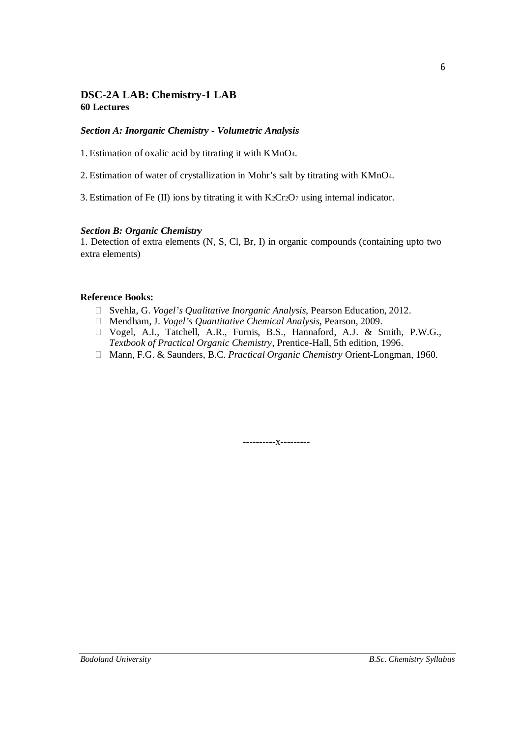## DSC-2A LAB: Chemistry-1 LAB
**60 Lectures**

### *Section A: Inorganic Chemistry - Volumetric Analysis*

1. Estimation of oxalic acid by titrating it with $KMnO_4$.

2. Estimation of water of crystallization in Mohr's salt by titrating with $KMnO_4$.

3. Estimation of Fe (II) ions by titrating it with $K_2Cr_2O_7$ using internal indicator.

### *Section B: Organic Chemistry*

1. Detection of extra elements (N, S, Cl, Br, I) in organic compounds (containing upto two extra elements)

**Reference Books:**

- Svehla, G. *Vogel's Qualitative Inorganic Analysis*, Pearson Education, 2012.
- Mendham, J. *Vogel's Quantitative Chemical Analysis*, Pearson, 2009.
- Vogel, A.I., Tatchell, A.R., Furnis, B.S., Hannaford, A.J. & Smith, P.W.G., *Textbook of Practical Organic Chemistry*, Prentice-Hall, 5th edition, 1996.
- Mann, F.G. & Saunders, B.C. *Practical Organic Chemistry* Orient-Longman, 1960.

----------x---------